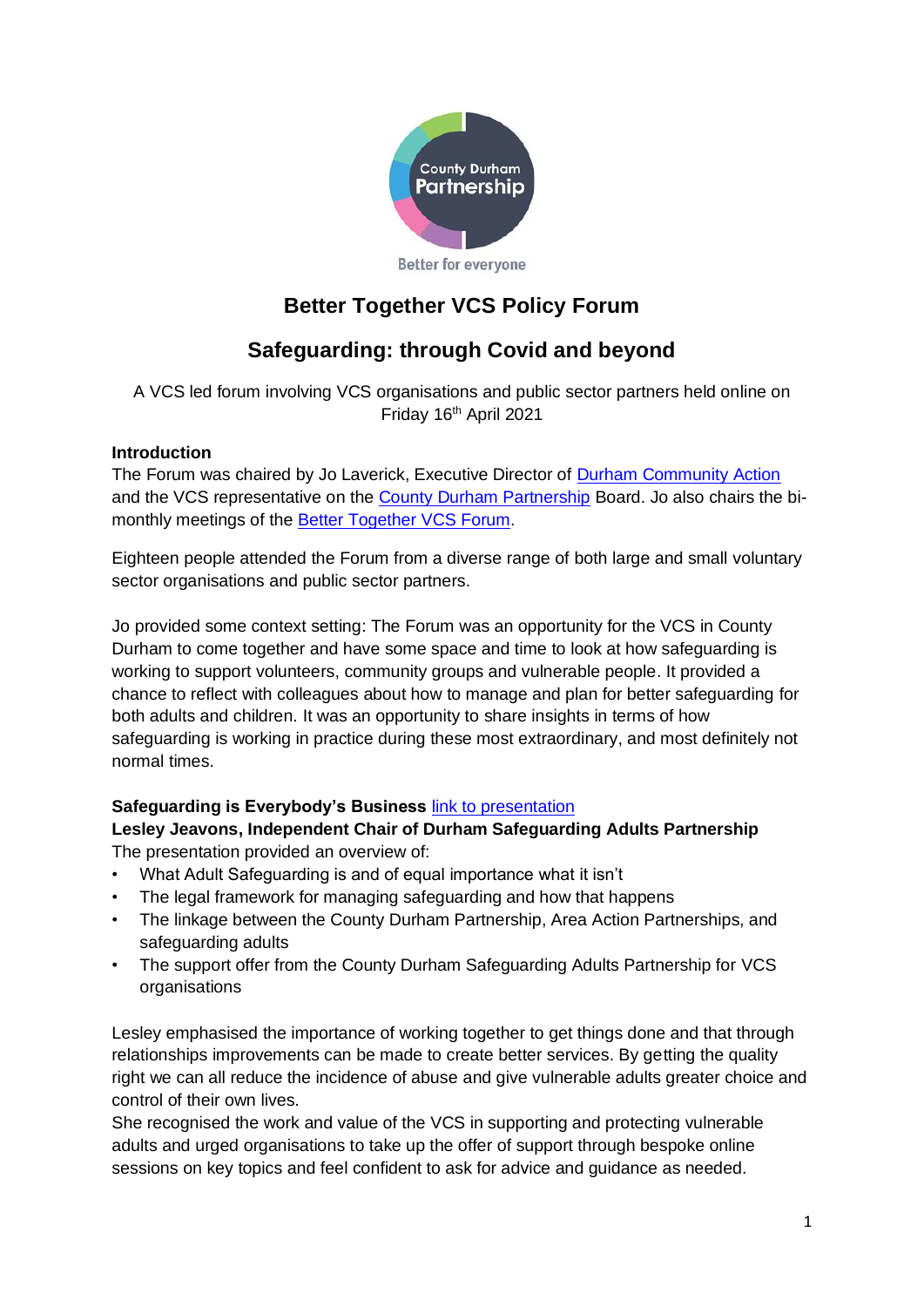County Durham Partnership

Better for everyone

# Better Together VCS Policy Forum

## Safeguarding: through Covid and beyond

A VCS led forum involving VCS organisations and public sector partners held online on Friday 16th April 2021

**Introduction**

The Forum was chaired by Jo Laverick, Executive Director of Durham Community Action and the VCS representative on the County Durham Partnership Board. Jo also chairs the bi-monthly meetings of the Better Together VCS Forum.

Eighteen people attended the Forum from a diverse range of both large and small voluntary sector organisations and public sector partners.

Jo provided some context setting: The Forum was an opportunity for the VCS in County Durham to come together and have some space and time to look at how safeguarding is working to support volunteers, community groups and vulnerable people. It provided a chance to reflect with colleagues about how to manage and plan for better safeguarding for both adults and children. It was an opportunity to share insights in terms of how safeguarding is working in practice during these most extraordinary, and most definitely not normal times.

**Safeguarding is Everybody's Business** link to presentation

**Lesley Jeavons, Independent Chair of Durham Safeguarding Adults Partnership**

The presentation provided an overview of:

- What Adult Safeguarding is and of equal importance what it isn't
- The legal framework for managing safeguarding and how that happens
- The linkage between the County Durham Partnership, Area Action Partnerships, and safeguarding adults
- The support offer from the County Durham Safeguarding Adults Partnership for VCS organisations

Lesley emphasised the importance of working together to get things done and that through relationships improvements can be made to create better services. By getting the quality right we can all reduce the incidence of abuse and give vulnerable adults greater choice and control of their own lives.

She recognised the work and value of the VCS in supporting and protecting vulnerable adults and urged organisations to take up the offer of support through bespoke online sessions on key topics and feel confident to ask for advice and guidance as needed.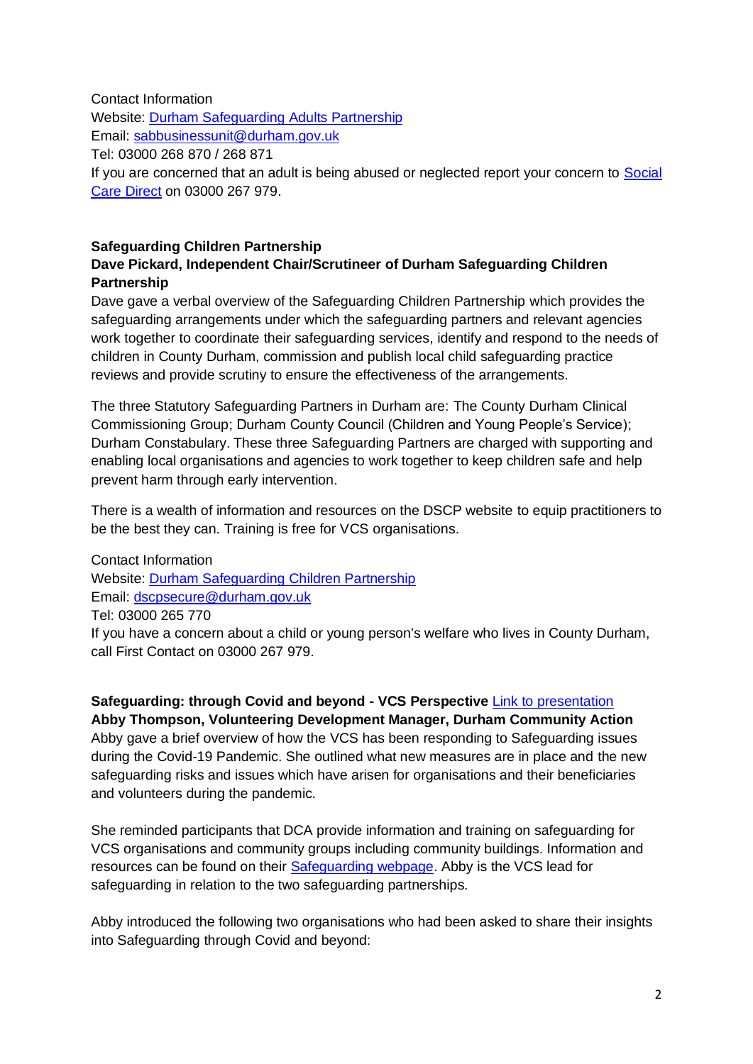Contact Information
Website: [Durham Safeguarding Adults Partnership]
Email: sabbusinessunit@durham.gov.uk
Tel: 03000 268 870 / 268 871
If you are concerned that an adult is being abused or neglected report your concern to Social Care Direct on 03000 267 979.

**Safeguarding Children Partnership**
**Dave Pickard, Independent Chair/Scrutineer of Durham Safeguarding Children Partnership**

Dave gave a verbal overview of the Safeguarding Children Partnership which provides the safeguarding arrangements under which the safeguarding partners and relevant agencies work together to coordinate their safeguarding services, identify and respond to the needs of children in County Durham, commission and publish local child safeguarding practice reviews and provide scrutiny to ensure the effectiveness of the arrangements.

The three Statutory Safeguarding Partners in Durham are: The County Durham Clinical Commissioning Group; Durham County Council (Children and Young People's Service); Durham Constabulary. These three Safeguarding Partners are charged with supporting and enabling local organisations and agencies to work together to keep children safe and help prevent harm through early intervention.

There is a wealth of information and resources on the DSCP website to equip practitioners to be the best they can. Training is free for VCS organisations.

Contact Information
Website: Durham Safeguarding Children Partnership
Email: dscpsecure@durham.gov.uk
Tel: 03000 265 770
If you have a concern about a child or young person's welfare who lives in County Durham, call First Contact on 03000 267 979.

**Safeguarding: through Covid and beyond - VCS Perspective** Link to presentation
**Abby Thompson, Volunteering Development Manager, Durham Community Action**

Abby gave a brief overview of how the VCS has been responding to Safeguarding issues during the Covid-19 Pandemic. She outlined what new measures are in place and the new safeguarding risks and issues which have arisen for organisations and their beneficiaries and volunteers during the pandemic.

She reminded participants that DCA provide information and training on safeguarding for VCS organisations and community groups including community buildings. Information and resources can be found on their Safeguarding webpage. Abby is the VCS lead for safeguarding in relation to the two safeguarding partnerships.

Abby introduced the following two organisations who had been asked to share their insights into Safeguarding through Covid and beyond: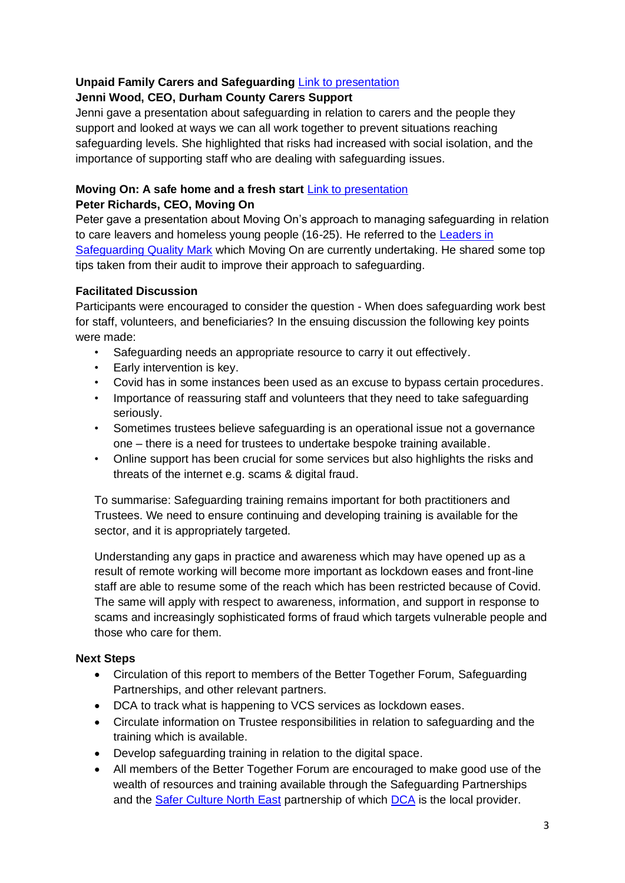**Unpaid Family Carers and Safeguarding** Link to presentation
**Jenni Wood, CEO, Durham County Carers Support**
Jenni gave a presentation about safeguarding in relation to carers and the people they support and looked at ways we can all work together to prevent situations reaching safeguarding levels. She highlighted that risks had increased with social isolation, and the importance of supporting staff who are dealing with safeguarding issues.

**Moving On: A safe home and a fresh start** Link to presentation
**Peter Richards, CEO, Moving On**
Peter gave a presentation about Moving On's approach to managing safeguarding in relation to care leavers and homeless young people (16-25). He referred to the Leaders in Safeguarding Quality Mark which Moving On are currently undertaking. He shared some top tips taken from their audit to improve their approach to safeguarding.

**Facilitated Discussion**
Participants were encouraged to consider the question - When does safeguarding work best for staff, volunteers, and beneficiaries? In the ensuing discussion the following key points were made:

- Safeguarding needs an appropriate resource to carry it out effectively.
- Early intervention is key.
- Covid has in some instances been used as an excuse to bypass certain procedures.
- Importance of reassuring staff and volunteers that they need to take safeguarding seriously.
- Sometimes trustees believe safeguarding is an operational issue not a governance one – there is a need for trustees to undertake bespoke training available.
- Online support has been crucial for some services but also highlights the risks and threats of the internet e.g. scams & digital fraud.

To summarise: Safeguarding training remains important for both practitioners and Trustees. We need to ensure continuing and developing training is available for the sector, and it is appropriately targeted.

Understanding any gaps in practice and awareness which may have opened up as a result of remote working will become more important as lockdown eases and front-line staff are able to resume some of the reach which has been restricted because of Covid. The same will apply with respect to awareness, information, and support in response to scams and increasingly sophisticated forms of fraud which targets vulnerable people and those who care for them.

**Next Steps**

- Circulation of this report to members of the Better Together Forum, Safeguarding Partnerships, and other relevant partners.
- DCA to track what is happening to VCS services as lockdown eases.
- Circulate information on Trustee responsibilities in relation to safeguarding and the training which is available.
- Develop safeguarding training in relation to the digital space.
- All members of the Better Together Forum are encouraged to make good use of the wealth of resources and training available through the Safeguarding Partnerships and the Safer Culture North East partnership of which DCA is the local provider.